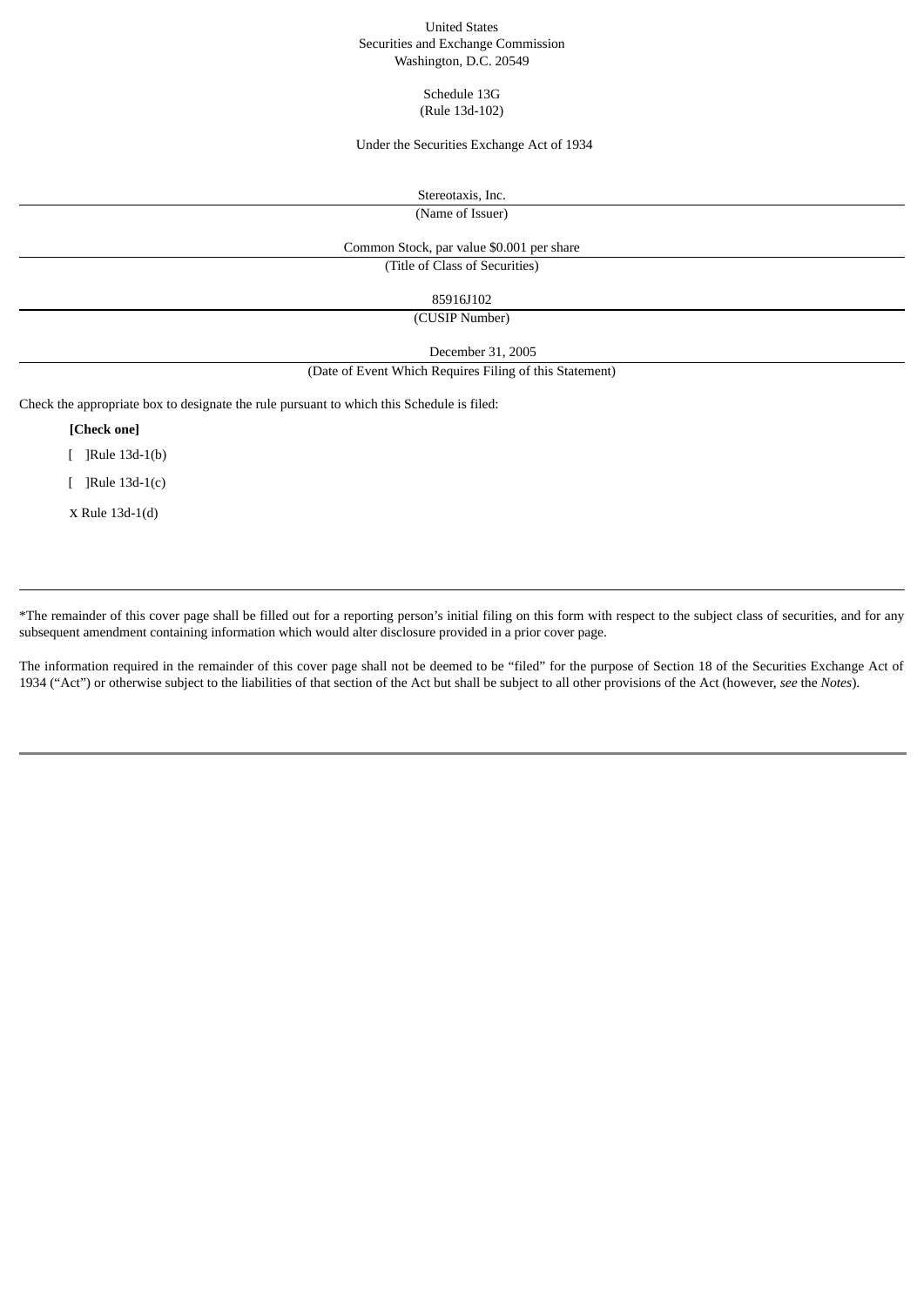United States
Securities and Exchange Commission
Washington, D.C. 20549

Schedule 13G
(Rule 13d-102)

Under the Securities Exchange Act of 1934

Stereotaxis, Inc.
(Name of Issuer)

Common Stock, par value $0.001 per share
(Title of Class of Securities)

85916J102
(CUSIP Number)

December 31, 2005
(Date of Event Which Requires Filing of this Statement)

Check the appropriate box to designate the rule pursuant to which this Schedule is filed:

**[Check one]**

[ ]Rule 13d-1(b)

[ ]Rule 13d-1(c)

x Rule 13d-1(d)

---

*The remainder of this cover page shall be filled out for a reporting person's initial filing on this form with respect to the subject class of securities, and for any subsequent amendment containing information which would alter disclosure provided in a prior cover page.

The information required in the remainder of this cover page shall not be deemed to be "filed" for the purpose of Section 18 of the Securities Exchange Act of 1934 ("Act") or otherwise subject to the liabilities of that section of the Act but shall be subject to all other provisions of the Act (however, *see* the *Notes*).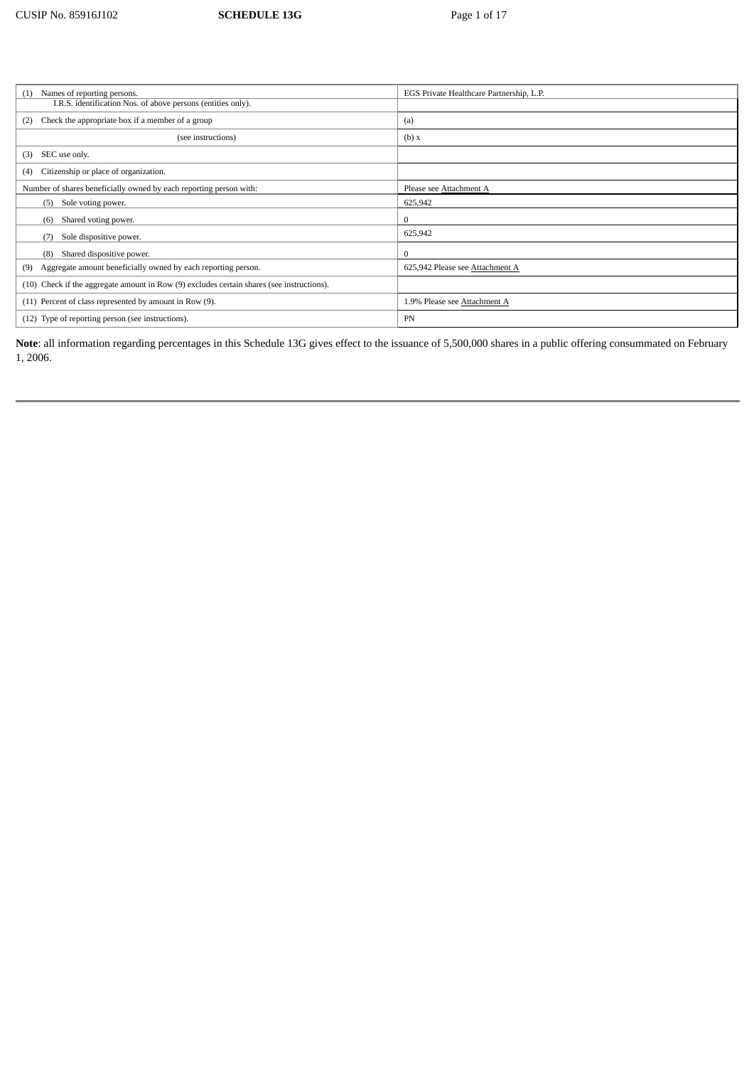| | |
|---|---|
| (1) Names of reporting persons. I.R.S. identification Nos. of above persons (entities only). | EGS Private Healthcare Partnership, L.P. |
| (2) Check the appropriate box if a member of a group | (a) |
| (see instructions) | (b) x |
| (3) SEC use only. | |
| (4) Citizenship or place of organization. | |
| Number of shares beneficially owned by each reporting person with: | Please see Attachment A |
| (5) Sole voting power. | 625,942 |
| (6) Shared voting power. | 0 |
| (7) Sole dispositive power. | 625,942 |
| (8) Shared dispositive power. | 0 |
| (9) Aggregate amount beneficially owned by each reporting person. | 625,942 Please see Attachment A |
| (10) Check if the aggregate amount in Row (9) excludes certain shares (see instructions). | |
| (11) Percent of class represented by amount in Row (9). | 1.9% Please see Attachment A |
| (12) Type of reporting person (see instructions). | PN |

**Note**: all information regarding percentages in this Schedule 13G gives effect to the issuance of 5,500,000 shares in a public offering consummated on February 1, 2006.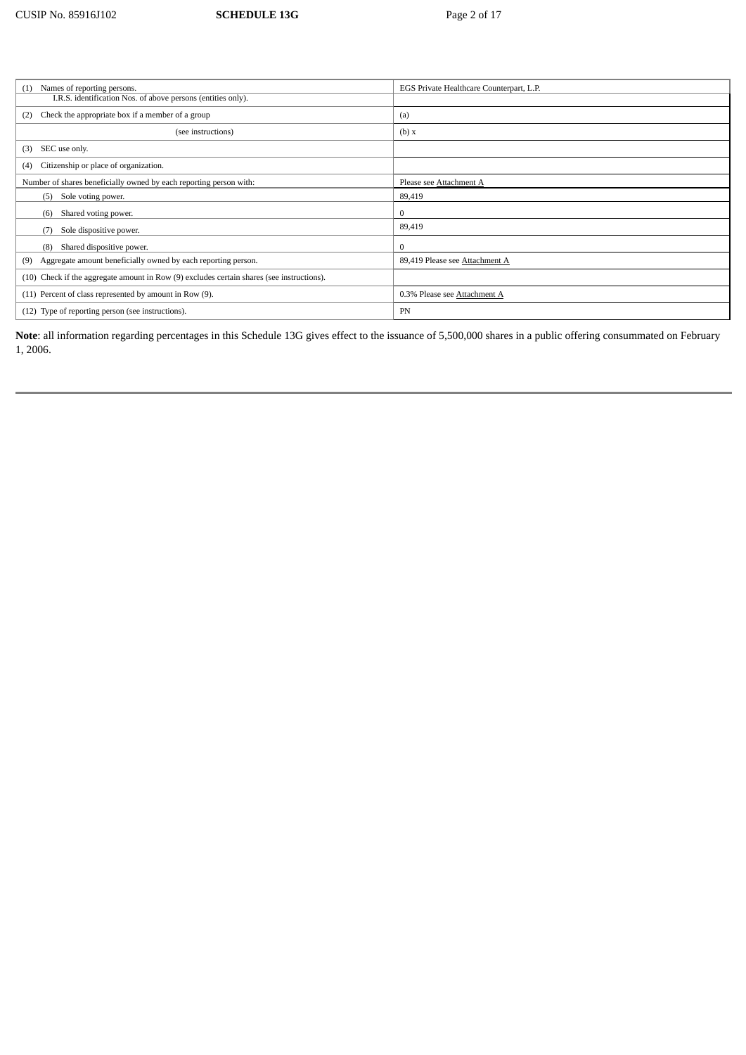| (1) Names of reporting persons. I.R.S. identification Nos. of above persons (entities only). | EGS Private Healthcare Counterpart, L.P. |
| --- | --- |
| (2) Check the appropriate box if a member of a group | (a) |
| (see instructions) | (b) x |
| (3) SEC use only. | |
| (4) Citizenship or place of organization. | |
| Number of shares beneficially owned by each reporting person with: | Please see Attachment A |
| (5) Sole voting power. | 89,419 |
| (6) Shared voting power. | 0 |
| (7) Sole dispositive power. | 89,419 |
| (8) Shared dispositive power. | 0 |
| (9) Aggregate amount beneficially owned by each reporting person. | 89,419 Please see Attachment A |
| (10) Check if the aggregate amount in Row (9) excludes certain shares (see instructions). | |
| (11) Percent of class represented by amount in Row (9). | 0.3% Please see Attachment A |
| (12) Type of reporting person (see instructions). | PN |

**Note**: all information regarding percentages in this Schedule 13G gives effect to the issuance of 5,500,000 shares in a public offering consummated on February 1, 2006.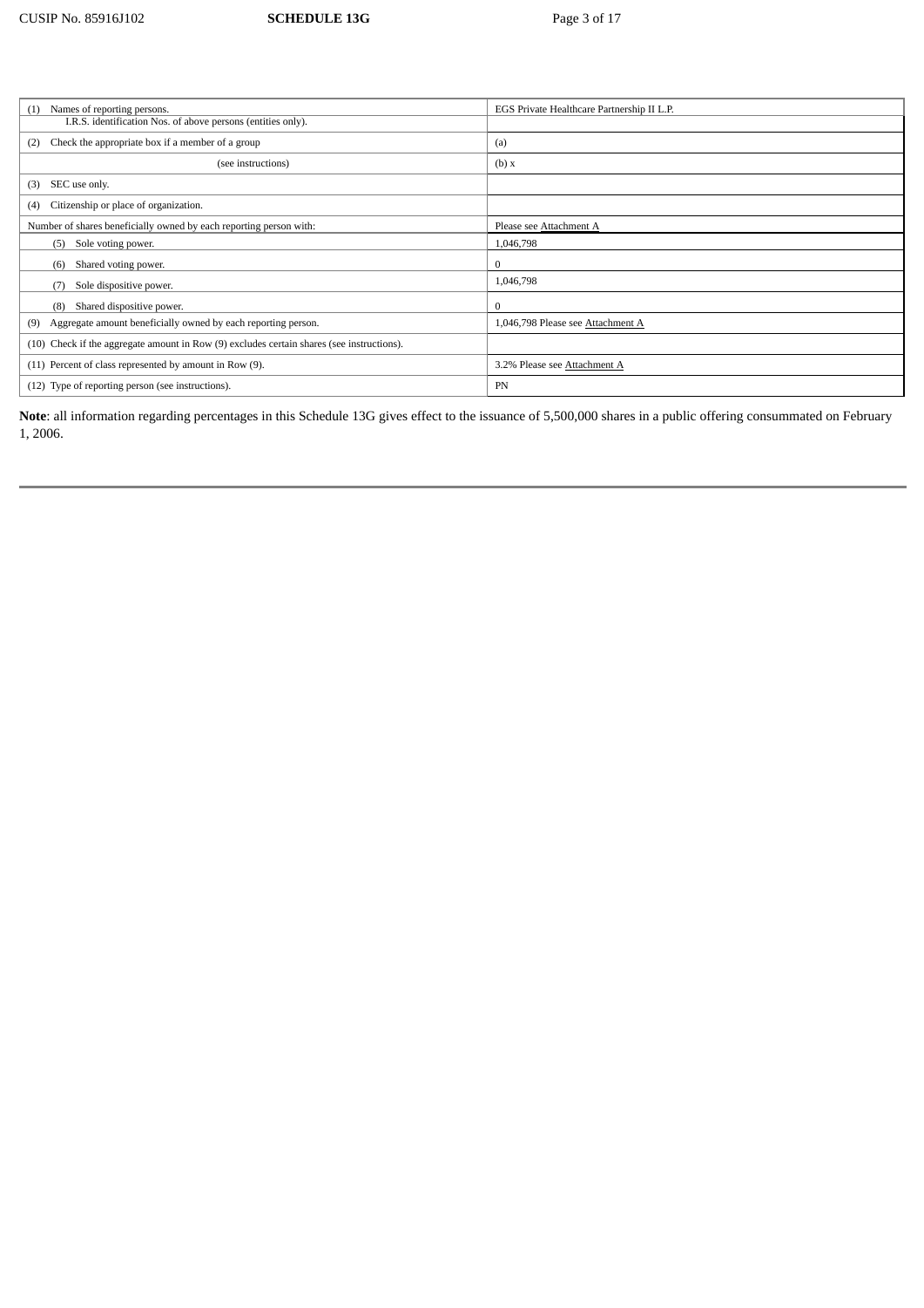| | |
|---|---|
| (1) Names of reporting persons. I.R.S. identification Nos. of above persons (entities only). | EGS Private Healthcare Partnership II L.P. |
| (2) Check the appropriate box if a member of a group | (a) |
| (see instructions) | (b) x |
| (3) SEC use only. | |
| (4) Citizenship or place of organization. | |
| Number of shares beneficially owned by each reporting person with: | Please see Attachment A |
| (5) Sole voting power. | 1,046,798 |
| (6) Shared voting power. | 0 |
| (7) Sole dispositive power. | 1,046,798 |
| (8) Shared dispositive power. | 0 |
| (9) Aggregate amount beneficially owned by each reporting person. | 1,046,798 Please see Attachment A |
| (10) Check if the aggregate amount in Row (9) excludes certain shares (see instructions). | |
| (11) Percent of class represented by amount in Row (9). | 3.2% Please see Attachment A |
| (12) Type of reporting person (see instructions). | PN |

**Note**: all information regarding percentages in this Schedule 13G gives effect to the issuance of 5,500,000 shares in a public offering consummated on February 1, 2006.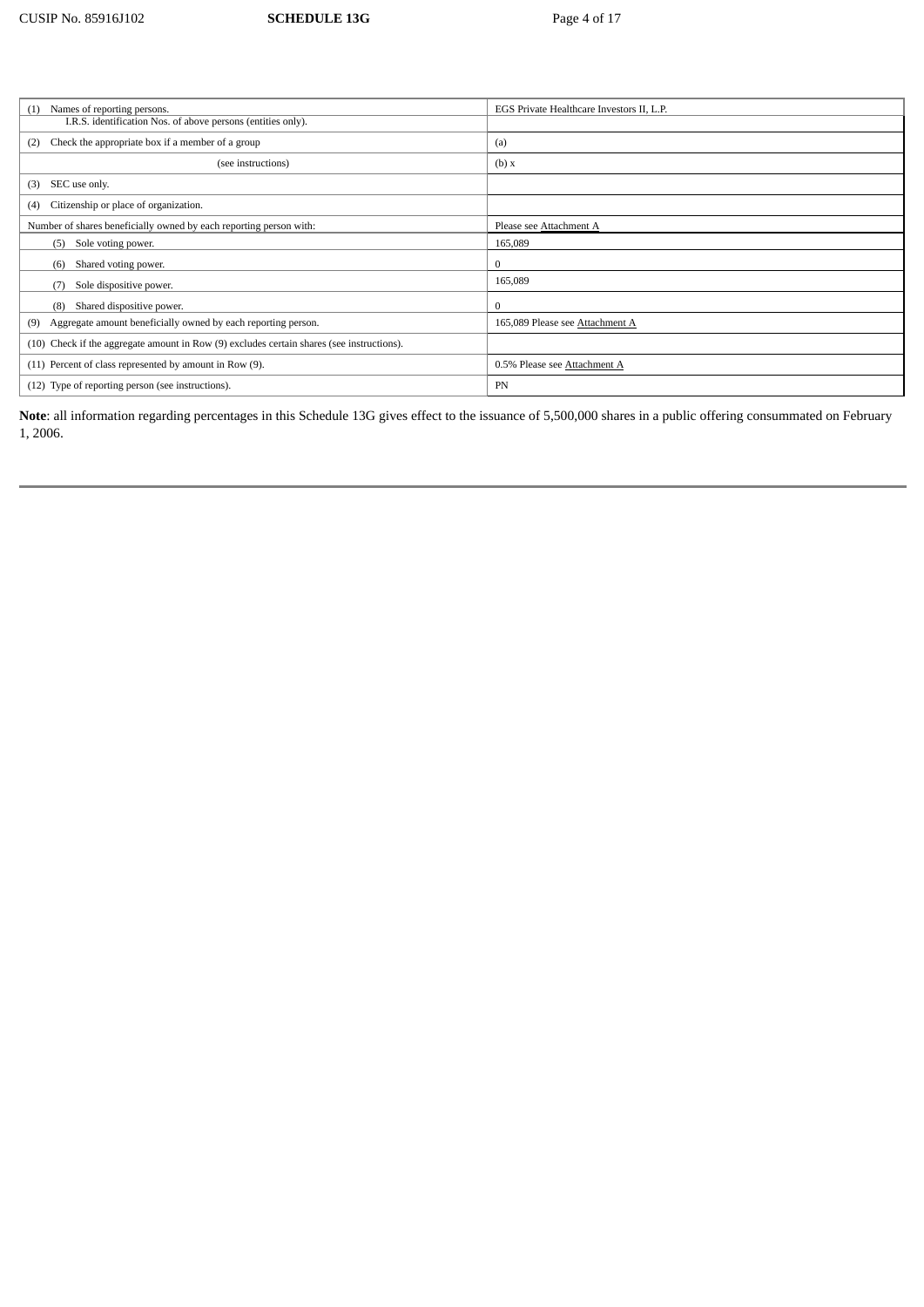| | |
|---|---|
| (1) Names of reporting persons. I.R.S. identification Nos. of above persons (entities only). | EGS Private Healthcare Investors II, L.P. |
| (2) Check the appropriate box if a member of a group | (a) |
| (see instructions) | (b) x |
| (3) SEC use only. | |
| (4) Citizenship or place of organization. | |
| Number of shares beneficially owned by each reporting person with: | Please see Attachment A |
| (5) Sole voting power. | 165,089 |
| (6) Shared voting power. | 0 |
| (7) Sole dispositive power. | 165,089 |
| (8) Shared dispositive power. | 0 |
| (9) Aggregate amount beneficially owned by each reporting person. | 165,089 Please see Attachment A |
| (10) Check if the aggregate amount in Row (9) excludes certain shares (see instructions). | |
| (11) Percent of class represented by amount in Row (9). | 0.5% Please see Attachment A |
| (12) Type of reporting person (see instructions). | PN |

**Note**: all information regarding percentages in this Schedule 13G gives effect to the issuance of 5,500,000 shares in a public offering consummated on February 1, 2006.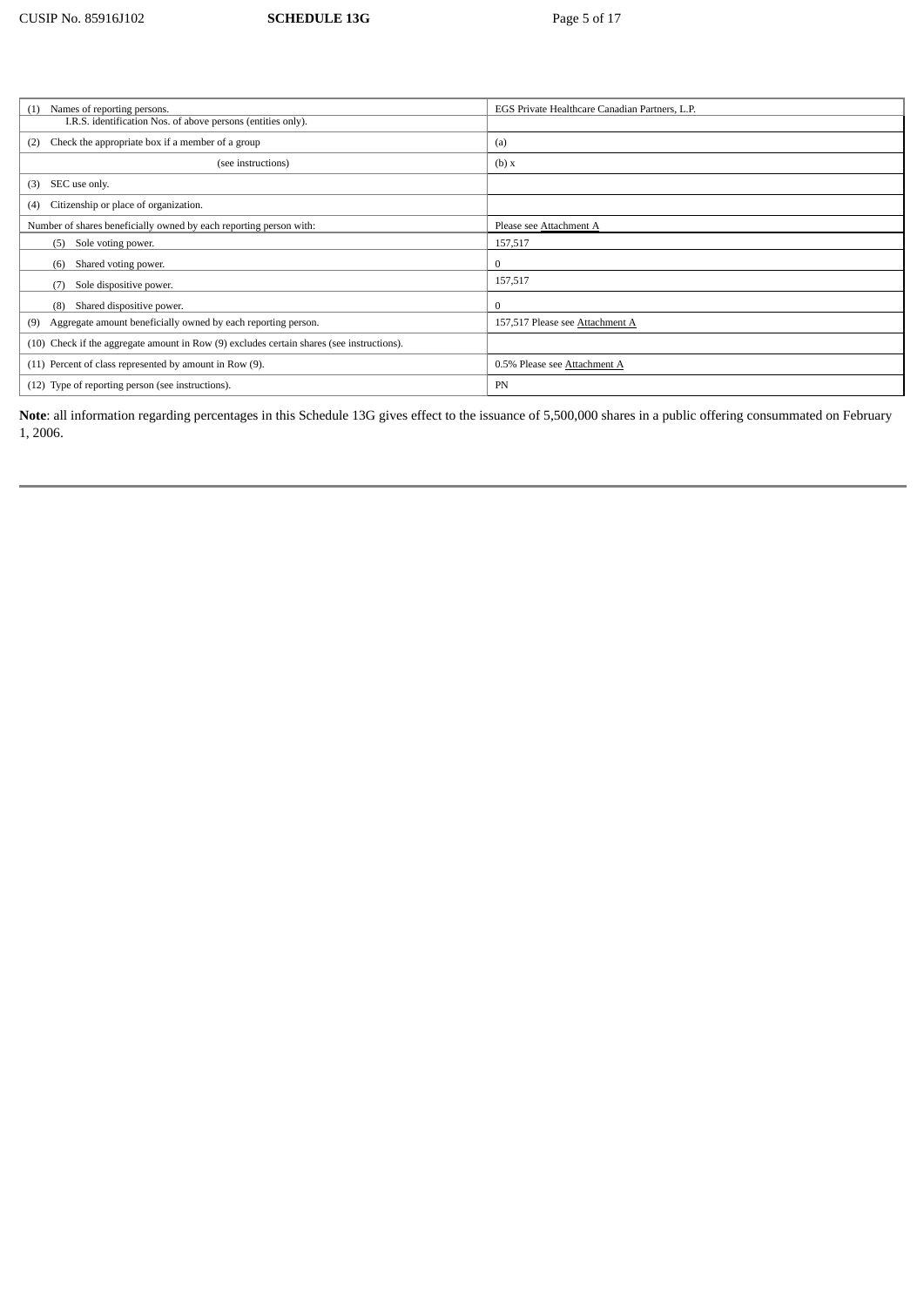| (1) Names of reporting persons. I.R.S. identification Nos. of above persons (entities only). | EGS Private Healthcare Canadian Partners, L.P. |
|---|---|
| (2) Check the appropriate box if a member of a group | (a) |
| (see instructions) | (b) x |
| (3) SEC use only. | |
| (4) Citizenship or place of organization. | |
| Number of shares beneficially owned by each reporting person with: | Please see Attachment A |
| (5) Sole voting power. | 157,517 |
| (6) Shared voting power. | 0 |
| (7) Sole dispositive power. | 157,517 |
| (8) Shared dispositive power. | 0 |
| (9) Aggregate amount beneficially owned by each reporting person. | 157,517 Please see Attachment A |
| (10) Check if the aggregate amount in Row (9) excludes certain shares (see instructions). | |
| (11) Percent of class represented by amount in Row (9). | 0.5% Please see Attachment A |
| (12) Type of reporting person (see instructions). | PN |

**Note**: all information regarding percentages in this Schedule 13G gives effect to the issuance of 5,500,000 shares in a public offering consummated on February 1, 2006.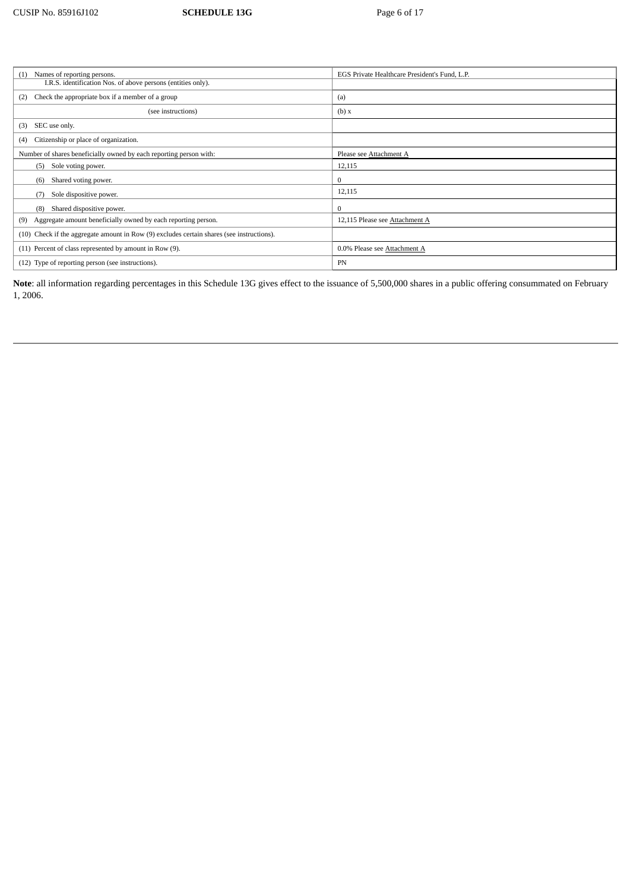| | |
|---|---|
| (1) Names of reporting persons. I.R.S. identification Nos. of above persons (entities only). | EGS Private Healthcare President's Fund, L.P. |
| (2) Check the appropriate box if a member of a group | (a) |
| (see instructions) | (b) x |
| (3) SEC use only. | |
| (4) Citizenship or place of organization. | |
| Number of shares beneficially owned by each reporting person with: | Please see Attachment A |
| (5) Sole voting power. | 12,115 |
| (6) Shared voting power. | 0 |
| (7) Sole dispositive power. | 12,115 |
| (8) Shared dispositive power. | 0 |
| (9) Aggregate amount beneficially owned by each reporting person. | 12,115 Please see Attachment A |
| (10) Check if the aggregate amount in Row (9) excludes certain shares (see instructions). | |
| (11) Percent of class represented by amount in Row (9). | 0.0% Please see Attachment A |
| (12) Type of reporting person (see instructions). | PN |

**Note**: all information regarding percentages in this Schedule 13G gives effect to the issuance of 5,500,000 shares in a public offering consummated on February 1, 2006.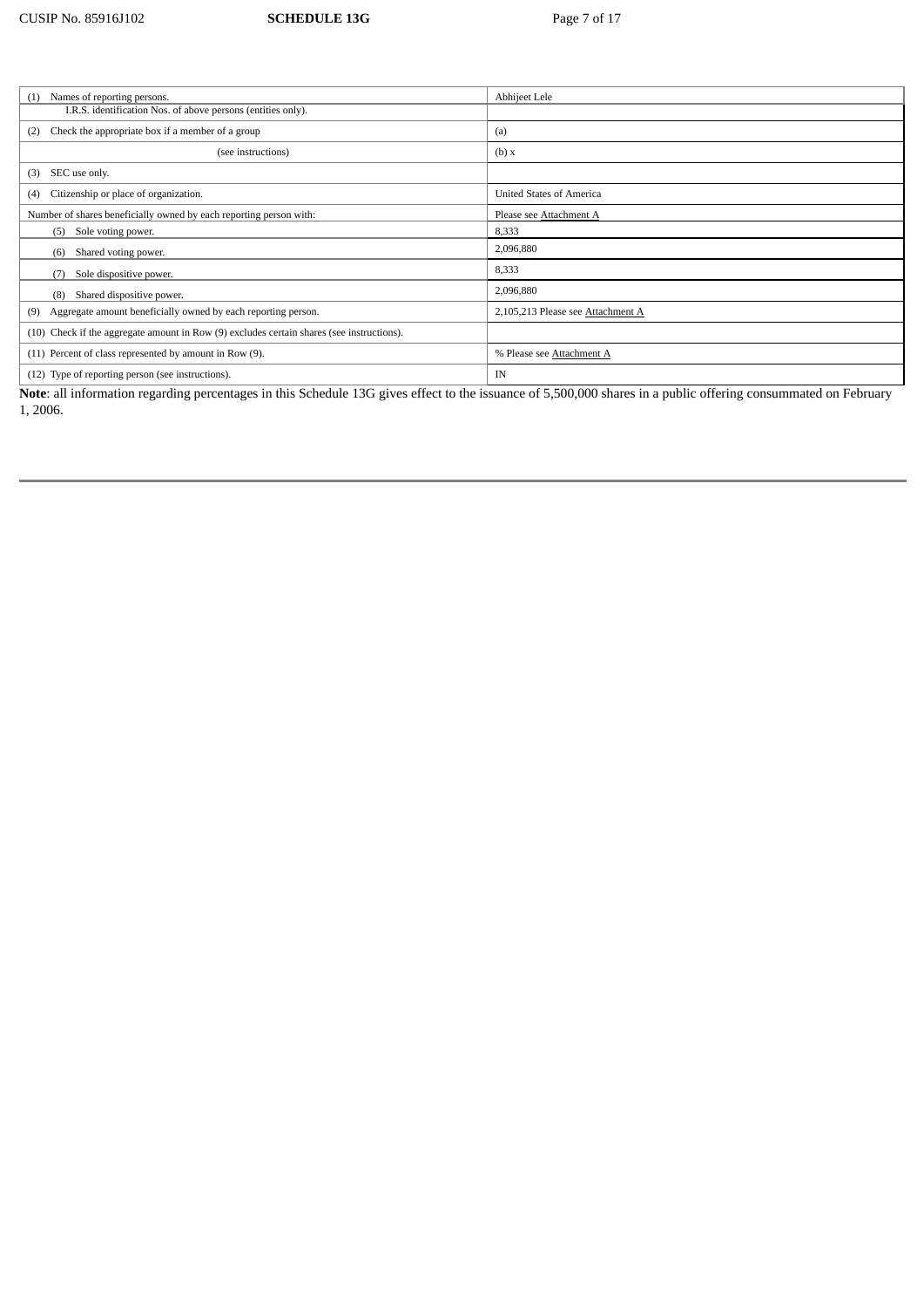| | |
|---|---|
| (1) Names of reporting persons.<br>I.R.S. identification Nos. of above persons (entities only). | Abhijeet Lele |
| (2) Check the appropriate box if a member of a group | (a) |
| (see instructions) | (b) x |
| (3) SEC use only. | |
| (4) Citizenship or place of organization. | United States of America |
| Number of shares beneficially owned by each reporting person with: | Please see Attachment A |
| (5) Sole voting power. | 8,333 |
| (6) Shared voting power. | 2,096,880 |
| (7) Sole dispositive power. | 8,333 |
| (8) Shared dispositive power. | 2,096,880 |
| (9) Aggregate amount beneficially owned by each reporting person. | 2,105,213 Please see Attachment A |
| (10) Check if the aggregate amount in Row (9) excludes certain shares (see instructions). | |
| (11) Percent of class represented by amount in Row (9). | % Please see Attachment A |
| (12) Type of reporting person (see instructions). | IN |

**Note**: all information regarding percentages in this Schedule 13G gives effect to the issuance of 5,500,000 shares in a public offering consummated on February 1, 2006.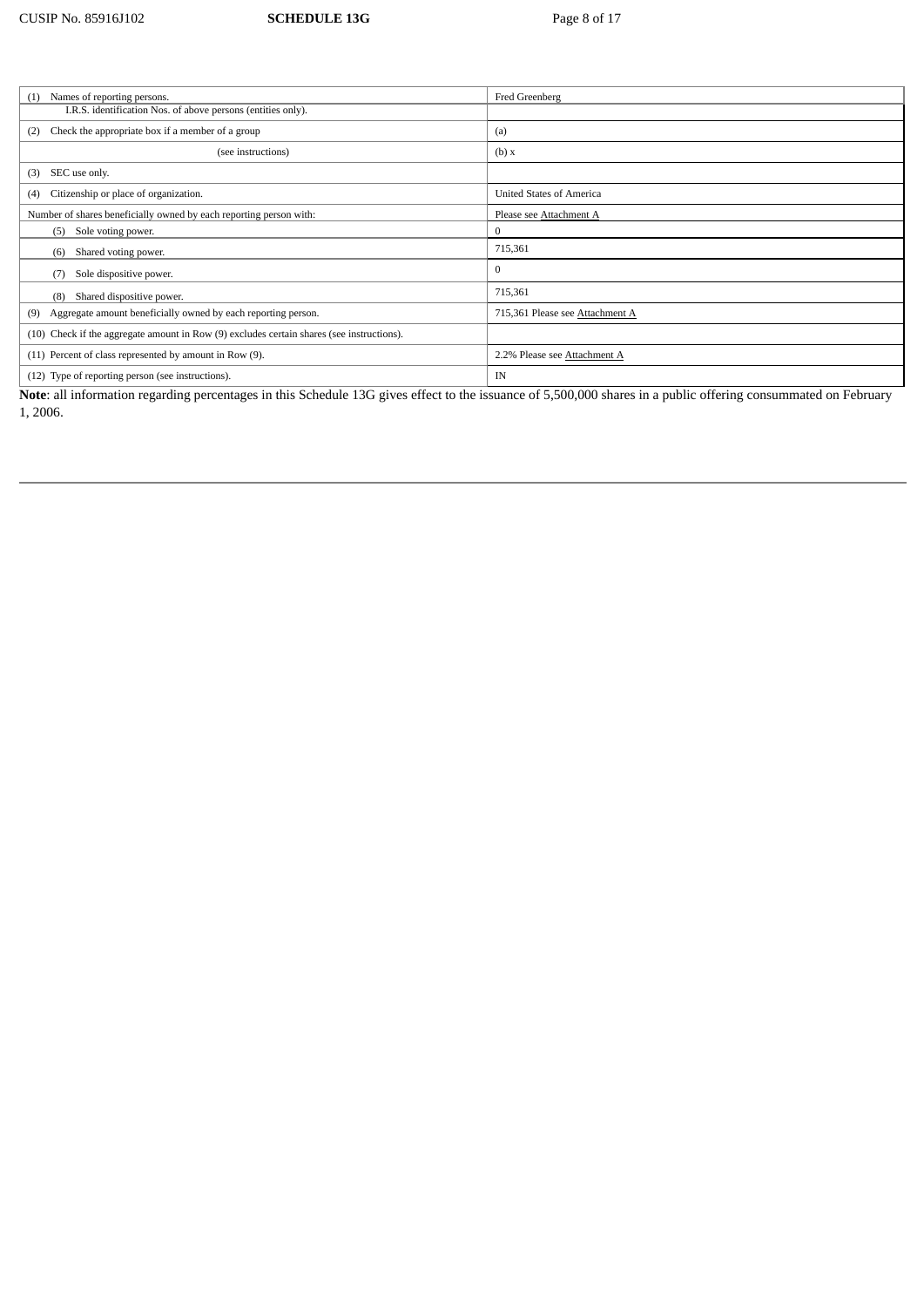| (1) Names of reporting persons. | Fred Greenberg |
|---|---|
| I.R.S. identification Nos. of above persons (entities only). | |
| (2) Check the appropriate box if a member of a group | (a) |
| (see instructions) | (b) x |
| (3) SEC use only. | |
| (4) Citizenship or place of organization. | United States of America |
| Number of shares beneficially owned by each reporting person with: | Please see Attachment A |
| (5) Sole voting power. | 0 |
| (6) Shared voting power. | 715,361 |
| (7) Sole dispositive power. | 0 |
| (8) Shared dispositive power. | 715,361 |
| (9) Aggregate amount beneficially owned by each reporting person. | 715,361 Please see Attachment A |
| (10) Check if the aggregate amount in Row (9) excludes certain shares (see instructions). | |
| (11) Percent of class represented by amount in Row (9). | 2.2% Please see Attachment A |
| (12) Type of reporting person (see instructions). | IN |

**Note**: all information regarding percentages in this Schedule 13G gives effect to the issuance of 5,500,000 shares in a public offering consummated on February 1, 2006.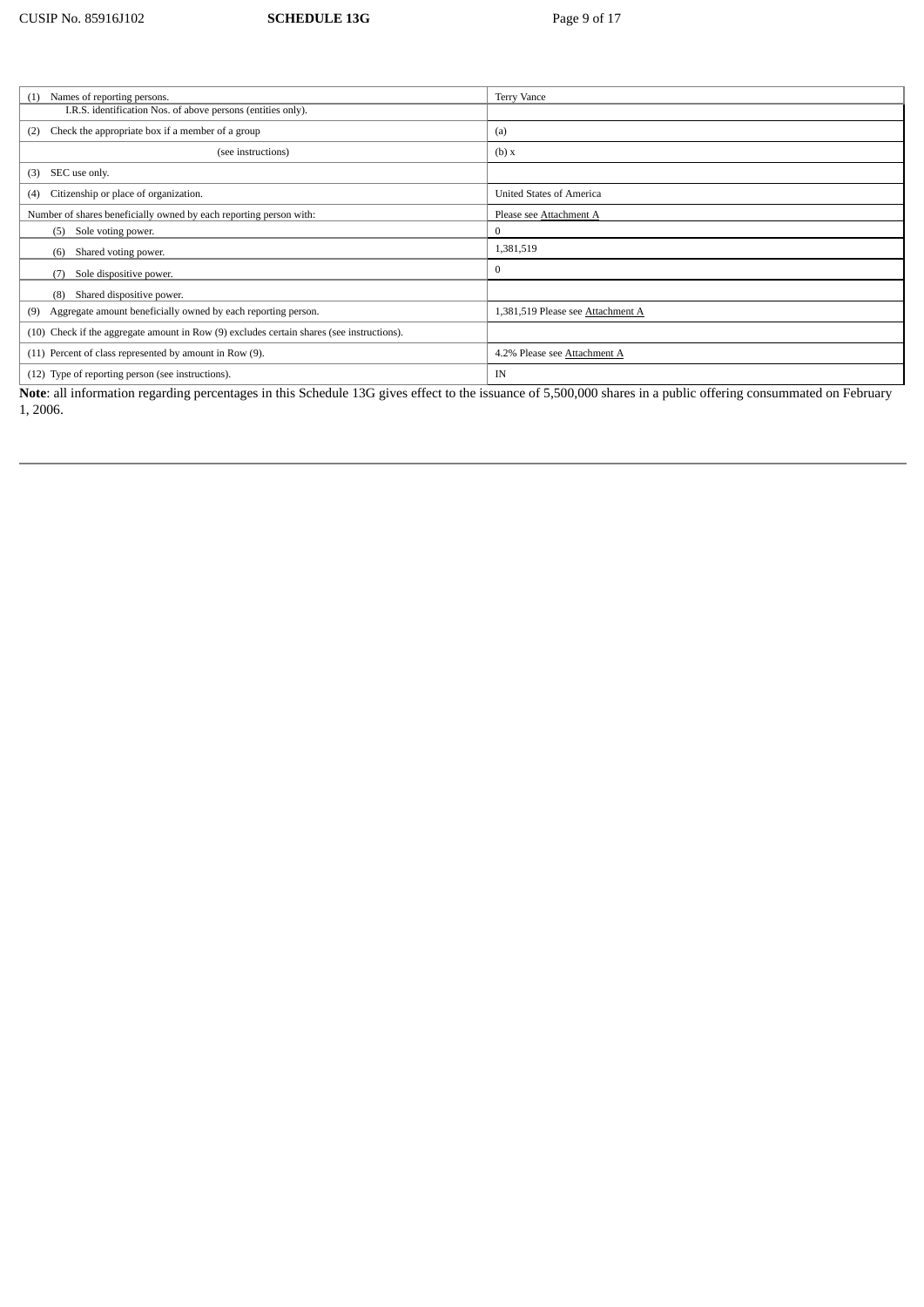| (1) Names of reporting persons. I.R.S. identification Nos. of above persons (entities only). | Terry Vance |
|---|---|
| (2) Check the appropriate box if a member of a group | (a) |
| (see instructions) | (b) x |
| (3) SEC use only. | |
| (4) Citizenship or place of organization. | United States of America |
| Number of shares beneficially owned by each reporting person with: | Please see Attachment A |
| (5) Sole voting power. | 0 |
| (6) Shared voting power. | 1,381,519 |
| (7) Sole dispositive power. | 0 |
| (8) Shared dispositive power. | |
| (9) Aggregate amount beneficially owned by each reporting person. | 1,381,519 Please see Attachment A |
| (10) Check if the aggregate amount in Row (9) excludes certain shares (see instructions). | |
| (11) Percent of class represented by amount in Row (9). | 4.2% Please see Attachment A |
| (12) Type of reporting person (see instructions). | IN |

**Note**: all information regarding percentages in this Schedule 13G gives effect to the issuance of 5,500,000 shares in a public offering consummated on February 1, 2006.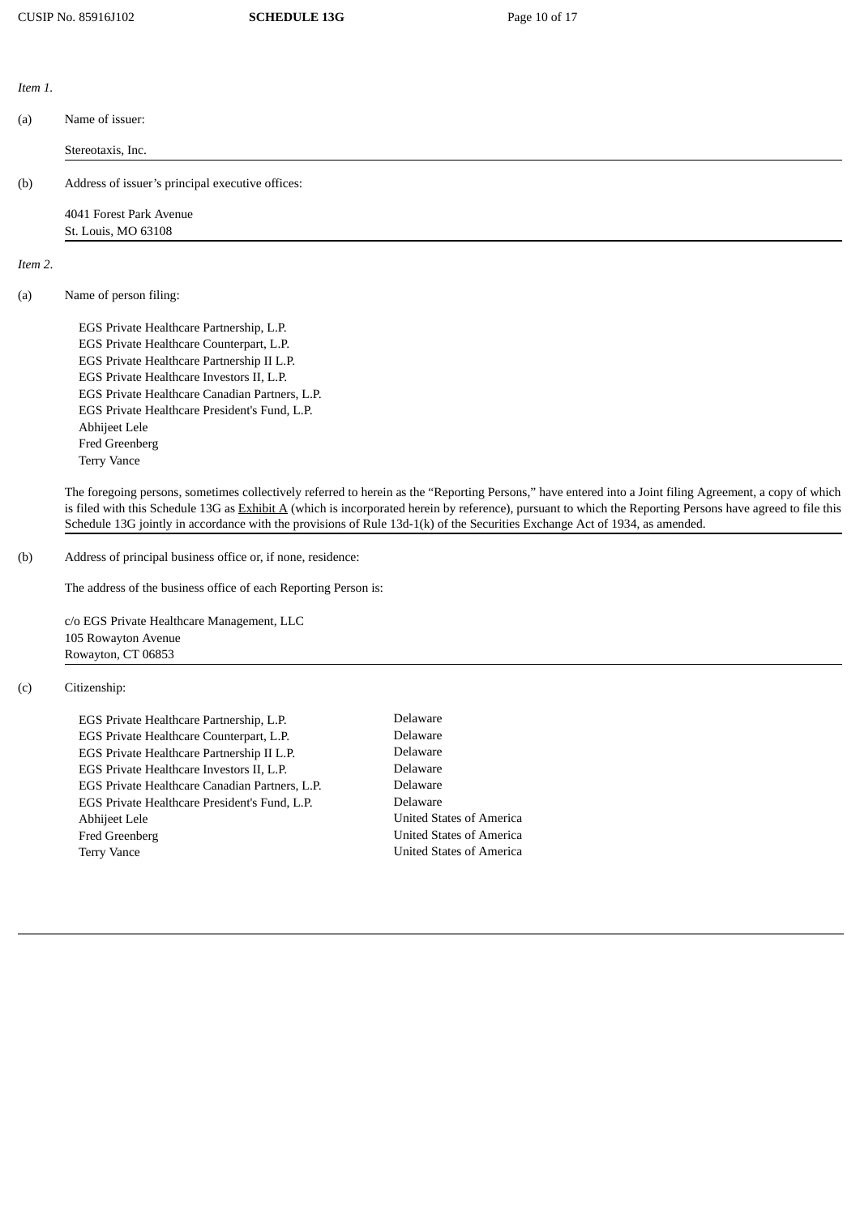*Item 1.*

(a) Name of issuer:

Stereotaxis, Inc.

(b) Address of issuer's principal executive offices:

4041 Forest Park Avenue
St. Louis, MO 63108

*Item 2.*

(a) Name of person filing:

EGS Private Healthcare Partnership, L.P.
EGS Private Healthcare Counterpart, L.P.
EGS Private Healthcare Partnership II L.P.
EGS Private Healthcare Investors II, L.P.
EGS Private Healthcare Canadian Partners, L.P.
EGS Private Healthcare President's Fund, L.P.
Abhijeet Lele
Fred Greenberg
Terry Vance

The foregoing persons, sometimes collectively referred to herein as the "Reporting Persons," have entered into a Joint filing Agreement, a copy of which is filed with this Schedule 13G as Exhibit A (which is incorporated herein by reference), pursuant to which the Reporting Persons have agreed to file this Schedule 13G jointly in accordance with the provisions of Rule 13d-1(k) of the Securities Exchange Act of 1934, as amended.

(b) Address of principal business office or, if none, residence:

The address of the business office of each Reporting Person is:

c/o EGS Private Healthcare Management, LLC
105 Rowayton Avenue
Rowayton, CT 06853

(c) Citizenship:

| | |
|---|---|
| EGS Private Healthcare Partnership, L.P. | Delaware |
| EGS Private Healthcare Counterpart, L.P. | Delaware |
| EGS Private Healthcare Partnership II L.P. | Delaware |
| EGS Private Healthcare Investors II, L.P. | Delaware |
| EGS Private Healthcare Canadian Partners, L.P. | Delaware |
| EGS Private Healthcare President's Fund, L.P. | Delaware |
| Abhijeet Lele | United States of America |
| Fred Greenberg | United States of America |
| Terry Vance | United States of America |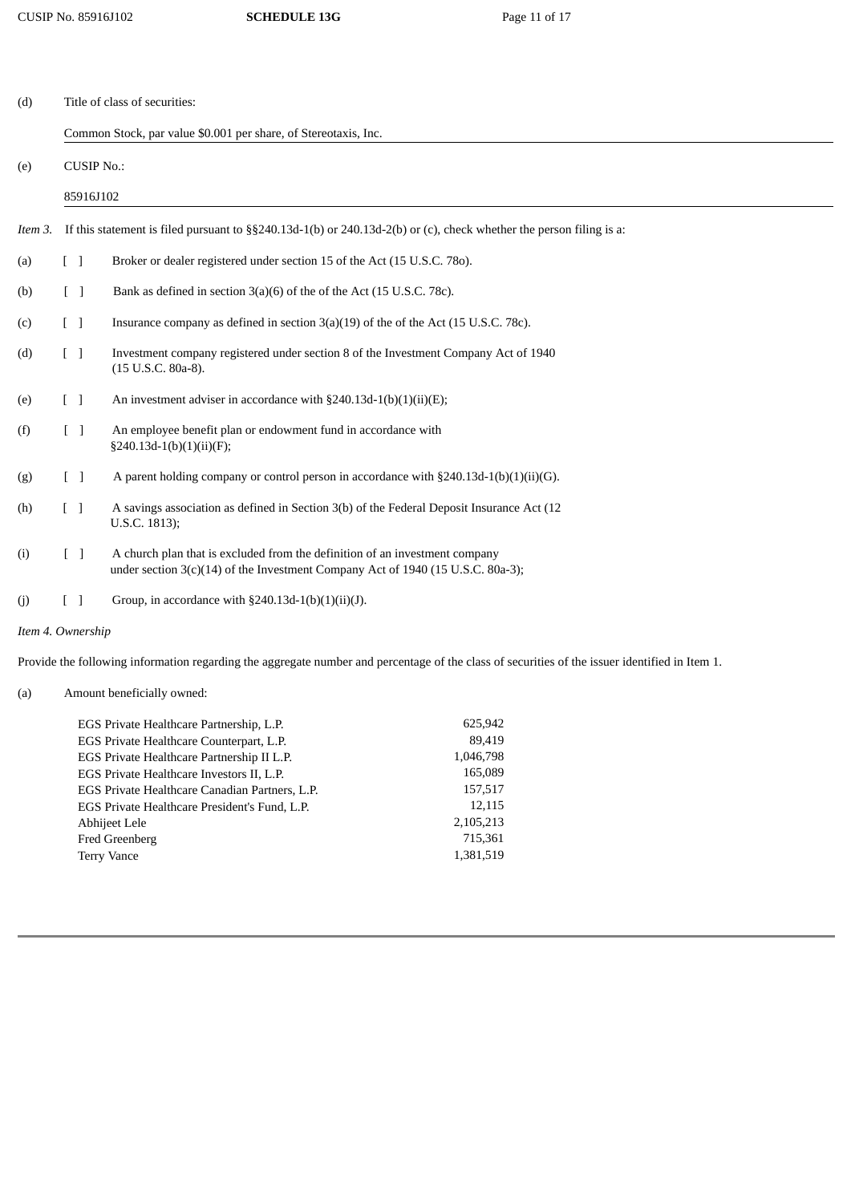(d) Title of class of securities:

Common Stock, par value $0.001 per share, of Stereotaxis, Inc.

(e) CUSIP No.:

85916J102

*Item 3.* If this statement is filed pursuant to §§240.13d-1(b) or 240.13d-2(b) or (c), check whether the person filing is a:

(a) [ ] Broker or dealer registered under section 15 of the Act (15 U.S.C. 78o).

(b) [ ] Bank as defined in section 3(a)(6) of the of the Act (15 U.S.C. 78c).

(c) [ ] Insurance company as defined in section 3(a)(19) of the of the Act (15 U.S.C. 78c).

(d) [ ] Investment company registered under section 8 of the Investment Company Act of 1940 (15 U.S.C. 80a-8).

(e) [ ] An investment adviser in accordance with §240.13d-1(b)(1)(ii)(E);

(f) [ ] An employee benefit plan or endowment fund in accordance with §240.13d-1(b)(1)(ii)(F);

(g) [ ] A parent holding company or control person in accordance with §240.13d-1(b)(1)(ii)(G).

(h) [ ] A savings association as defined in Section 3(b) of the Federal Deposit Insurance Act (12 U.S.C. 1813);

(i) [ ] A church plan that is excluded from the definition of an investment company under section 3(c)(14) of the Investment Company Act of 1940 (15 U.S.C. 80a-3);

(j) [ ] Group, in accordance with §240.13d-1(b)(1)(ii)(J).

*Item 4. Ownership*

Provide the following information regarding the aggregate number and percentage of the class of securities of the issuer identified in Item 1.

(a) Amount beneficially owned:

| | |
|---|---|
| EGS Private Healthcare Partnership, L.P. | 625,942 |
| EGS Private Healthcare Counterpart, L.P. | 89,419 |
| EGS Private Healthcare Partnership II L.P. | 1,046,798 |
| EGS Private Healthcare Investors II, L.P. | 165,089 |
| EGS Private Healthcare Canadian Partners, L.P. | 157,517 |
| EGS Private Healthcare President's Fund, L.P. | 12,115 |
| Abhijeet Lele | 2,105,213 |
| Fred Greenberg | 715,361 |
| Terry Vance | 1,381,519 |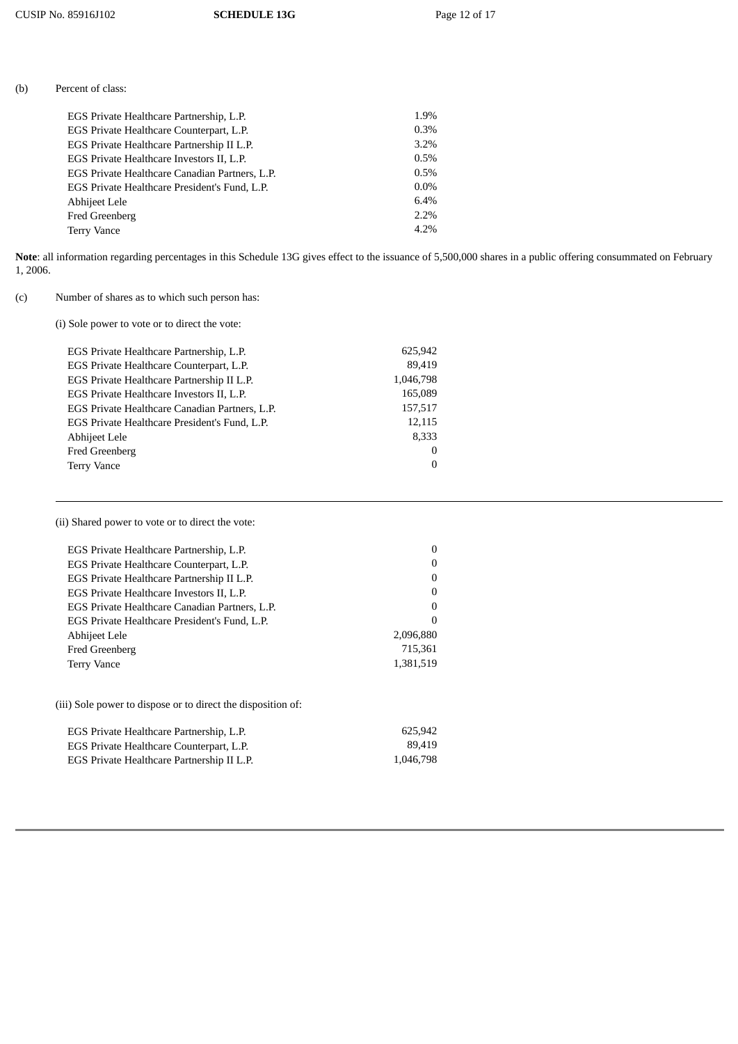(b) Percent of class:

| | |
|---|---|
| EGS Private Healthcare Partnership, L.P. | 1.9% |
| EGS Private Healthcare Counterpart, L.P. | 0.3% |
| EGS Private Healthcare Partnership II L.P. | 3.2% |
| EGS Private Healthcare Investors II, L.P. | 0.5% |
| EGS Private Healthcare Canadian Partners, L.P. | 0.5% |
| EGS Private Healthcare President's Fund, L.P. | 0.0% |
| Abhijeet Lele | 6.4% |
| Fred Greenberg | 2.2% |
| Terry Vance | 4.2% |

**Note**: all information regarding percentages in this Schedule 13G gives effect to the issuance of 5,500,000 shares in a public offering consummated on February 1, 2006.

(c) Number of shares as to which such person has:

(i) Sole power to vote or to direct the vote:

| | |
|---|---|
| EGS Private Healthcare Partnership, L.P. | 625,942 |
| EGS Private Healthcare Counterpart, L.P. | 89,419 |
| EGS Private Healthcare Partnership II L.P. | 1,046,798 |
| EGS Private Healthcare Investors II, L.P. | 165,089 |
| EGS Private Healthcare Canadian Partners, L.P. | 157,517 |
| EGS Private Healthcare President's Fund, L.P. | 12,115 |
| Abhijeet Lele | 8,333 |
| Fred Greenberg | 0 |
| Terry Vance | 0 |

---

(ii) Shared power to vote or to direct the vote:

| | |
|---|---|
| EGS Private Healthcare Partnership, L.P. | 0 |
| EGS Private Healthcare Counterpart, L.P. | 0 |
| EGS Private Healthcare Partnership II L.P. | 0 |
| EGS Private Healthcare Investors II, L.P. | 0 |
| EGS Private Healthcare Canadian Partners, L.P. | 0 |
| EGS Private Healthcare President's Fund, L.P. | 0 |
| Abhijeet Lele | 2,096,880 |
| Fred Greenberg | 715,361 |
| Terry Vance | 1,381,519 |

(iii) Sole power to dispose or to direct the disposition of:

| | |
|---|---|
| EGS Private Healthcare Partnership, L.P. | 625,942 |
| EGS Private Healthcare Counterpart, L.P. | 89,419 |
| EGS Private Healthcare Partnership II L.P. | 1,046,798 |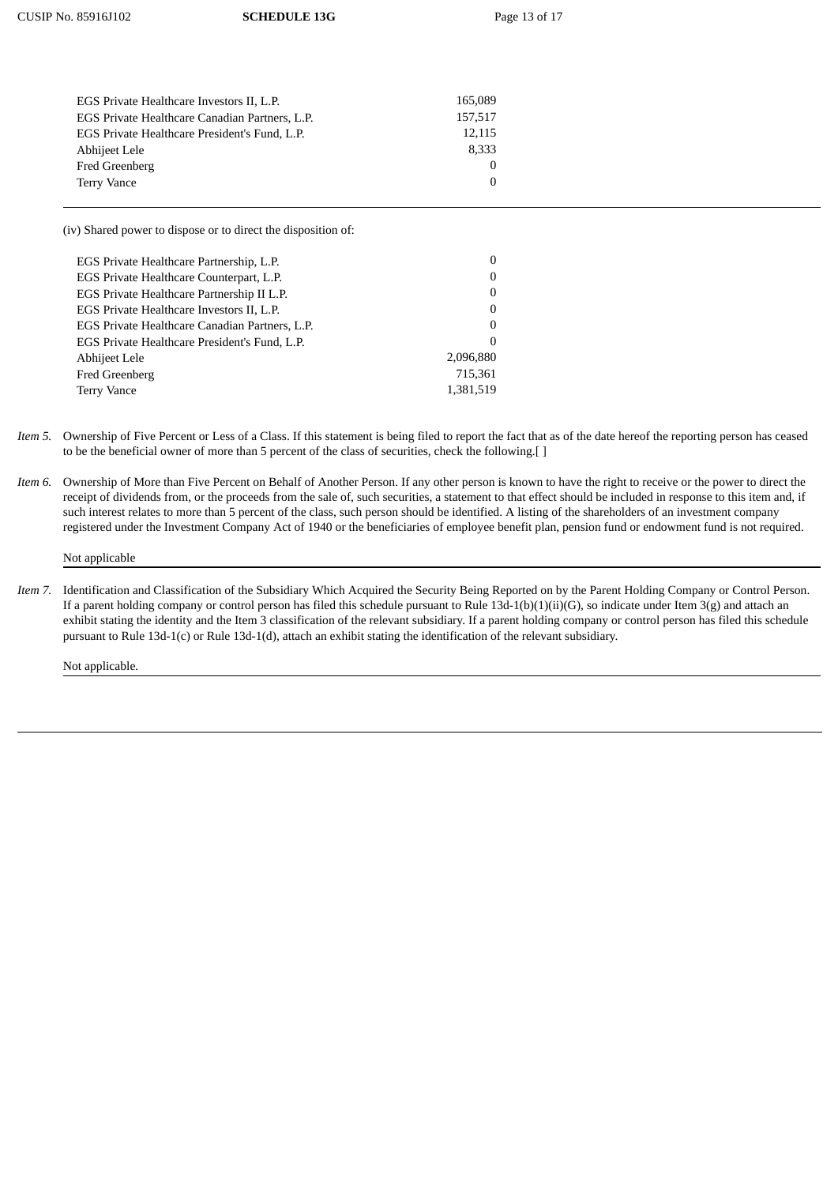| | |
|---|---|
| EGS Private Healthcare Investors II, L.P. | 165,089 |
| EGS Private Healthcare Canadian Partners, L.P. | 157,517 |
| EGS Private Healthcare President's Fund, L.P. | 12,115 |
| Abhijeet Lele | 8,333 |
| Fred Greenberg | 0 |
| Terry Vance | 0 |

(iv) Shared power to dispose or to direct the disposition of:

| | |
|---|---|
| EGS Private Healthcare Partnership, L.P. | 0 |
| EGS Private Healthcare Counterpart, L.P. | 0 |
| EGS Private Healthcare Partnership II L.P. | 0 |
| EGS Private Healthcare Investors II, L.P. | 0 |
| EGS Private Healthcare Canadian Partners, L.P. | 0 |
| EGS Private Healthcare President's Fund, L.P. | 0 |
| Abhijeet Lele | 2,096,880 |
| Fred Greenberg | 715,361 |
| Terry Vance | 1,381,519 |

*Item 5.* Ownership of Five Percent or Less of a Class. If this statement is being filed to report the fact that as of the date hereof the reporting person has ceased to be the beneficial owner of more than 5 percent of the class of securities, check the following.[ ]

*Item 6.* Ownership of More than Five Percent on Behalf of Another Person. If any other person is known to have the right to receive or the power to direct the receipt of dividends from, or the proceeds from the sale of, such securities, a statement to that effect should be included in response to this item and, if such interest relates to more than 5 percent of the class, such person should be identified. A listing of the shareholders of an investment company registered under the Investment Company Act of 1940 or the beneficiaries of employee benefit plan, pension fund or endowment fund is not required.

Not applicable

*Item 7.* Identification and Classification of the Subsidiary Which Acquired the Security Being Reported on by the Parent Holding Company or Control Person. If a parent holding company or control person has filed this schedule pursuant to Rule 13d-1(b)(1)(ii)(G), so indicate under Item 3(g) and attach an exhibit stating the identity and the Item 3 classification of the relevant subsidiary. If a parent holding company or control person has filed this schedule pursuant to Rule 13d-1(c) or Rule 13d-1(d), attach an exhibit stating the identification of the relevant subsidiary.

Not applicable.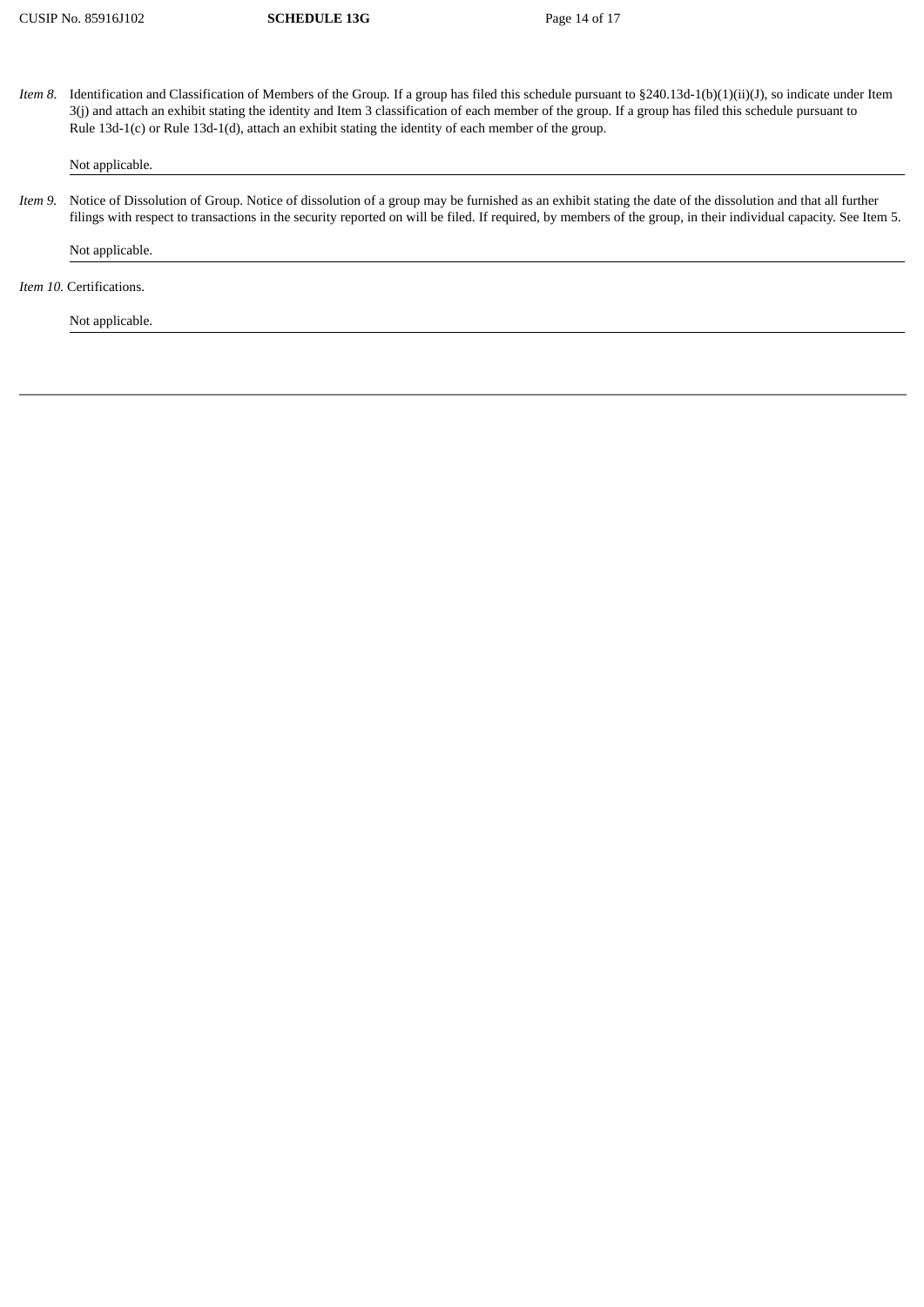*Item 8.* Identification and Classification of Members of the Group. If a group has filed this schedule pursuant to §240.13d-1(b)(1)(ii)(J), so indicate under Item 3(j) and attach an exhibit stating the identity and Item 3 classification of each member of the group. If a group has filed this schedule pursuant to Rule 13d-1(c) or Rule 13d-1(d), attach an exhibit stating the identity of each member of the group.

Not applicable.

*Item 9.* Notice of Dissolution of Group. Notice of dissolution of a group may be furnished as an exhibit stating the date of the dissolution and that all further filings with respect to transactions in the security reported on will be filed. If required, by members of the group, in their individual capacity. See Item 5.

Not applicable.

*Item 10.* Certifications.

Not applicable.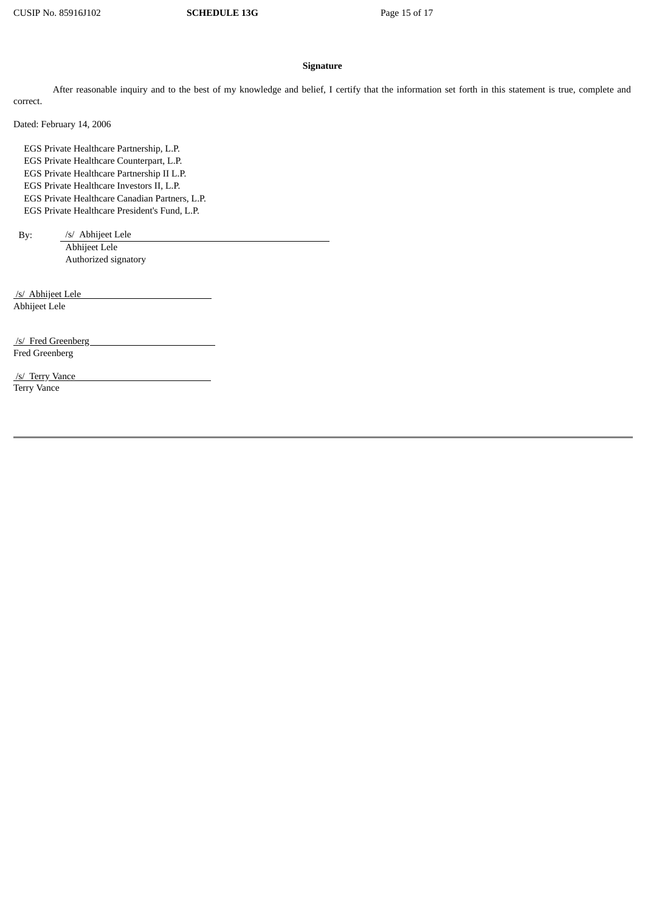**Signature**

After reasonable inquiry and to the best of my knowledge and belief, I certify that the information set forth in this statement is true, complete and correct.

Dated: February 14, 2006

EGS Private Healthcare Partnership, L.P.
EGS Private Healthcare Counterpart, L.P.
EGS Private Healthcare Partnership II L.P.
EGS Private Healthcare Investors II, L.P.
EGS Private Healthcare Canadian Partners, L.P.
EGS Private Healthcare President's Fund, L.P.

By: /s/ Abhijeet Lele
Abhijeet Lele
Authorized signatory

/s/ Abhijeet Lele
Abhijeet Lele

/s/ Fred Greenberg
Fred Greenberg

/s/ Terry Vance
Terry Vance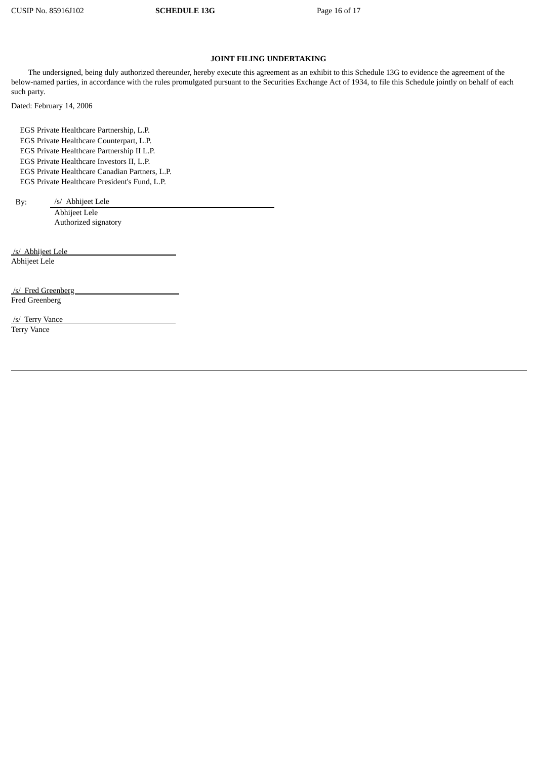**JOINT FILING UNDERTAKING**

The undersigned, being duly authorized thereunder, hereby execute this agreement as an exhibit to this Schedule 13G to evidence the agreement of the below-named parties, in accordance with the rules promulgated pursuant to the Securities Exchange Act of 1934, to file this Schedule jointly on behalf of each such party.

Dated: February 14, 2006

EGS Private Healthcare Partnership, L.P.
EGS Private Healthcare Counterpart, L.P.
EGS Private Healthcare Partnership II L.P.
EGS Private Healthcare Investors II, L.P.
EGS Private Healthcare Canadian Partners, L.P.
EGS Private Healthcare President's Fund, L.P.

By: /s/ Abhijeet Lele
Abhijeet Lele
Authorized signatory

/s/ Abhijeet Lele
Abhijeet Lele

/s/ Fred Greenberg
Fred Greenberg

/s/ Terry Vance
Terry Vance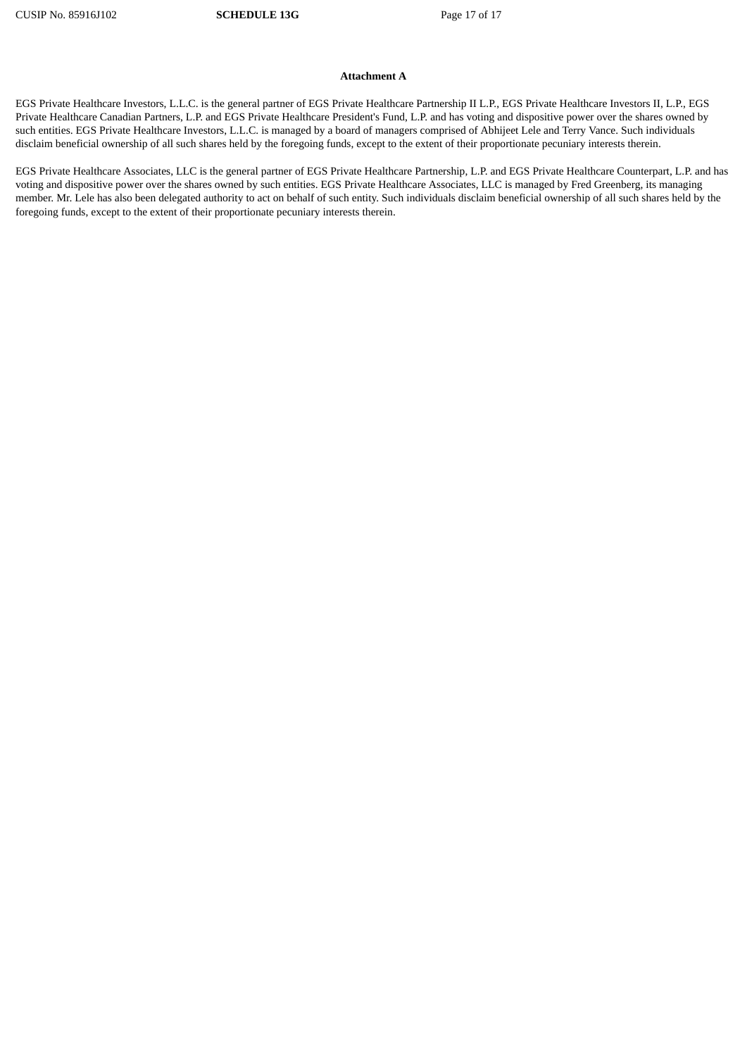**Attachment A**

EGS Private Healthcare Investors, L.L.C. is the general partner of EGS Private Healthcare Partnership II L.P., EGS Private Healthcare Investors II, L.P., EGS Private Healthcare Canadian Partners, L.P. and EGS Private Healthcare President's Fund, L.P. and has voting and dispositive power over the shares owned by such entities. EGS Private Healthcare Investors, L.L.C. is managed by a board of managers comprised of Abhijeet Lele and Terry Vance. Such individuals disclaim beneficial ownership of all such shares held by the foregoing funds, except to the extent of their proportionate pecuniary interests therein.

EGS Private Healthcare Associates, LLC is the general partner of EGS Private Healthcare Partnership, L.P. and EGS Private Healthcare Counterpart, L.P. and has voting and dispositive power over the shares owned by such entities. EGS Private Healthcare Associates, LLC is managed by Fred Greenberg, its managing member. Mr. Lele has also been delegated authority to act on behalf of such entity. Such individuals disclaim beneficial ownership of all such shares held by the foregoing funds, except to the extent of their proportionate pecuniary interests therein.